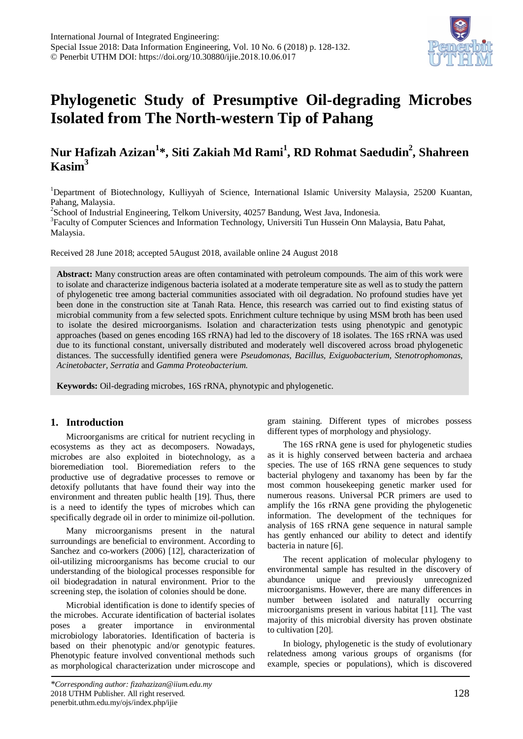# Phylogenetic Study of Presumptive Oil-degrading Microbes Isolated from The North-western Tip of Pahang

**Nur Hafizah Azizan[1]*, Siti Zakiah Md Rami[1], RD Rohmat Saedudin[2], Shahreen Kasim[3]**

[1]Department of Biotechnology, Kulliyyah of Science, International Islamic University Malaysia, 25200 Kuantan, Pahang, Malaysia.
[2]School of Industrial Engineering, Telkom University, 40257 Bandung, West Java, Indonesia.
[3]Faculty of Computer Sciences and Information Technology, Universiti Tun Hussein Onn Malaysia, Batu Pahat, Malaysia.

Received 28 June 2018; accepted 5August 2018, available online 24 August 2018

**Abstract:** Many construction areas are often contaminated with petroleum compounds. The aim of this work were to isolate and characterize indigenous bacteria isolated at a moderate temperature site as well as to study the pattern of phylogenetic tree among bacterial communities associated with oil degradation. No profound studies have yet been done in the construction site at Tanah Rata. Hence, this research was carried out to find existing status of microbial community from a few selected spots. Enrichment culture technique by using MSM broth has been used to isolate the desired microorganisms. Isolation and characterization tests using phenotypic and genotypic approaches (based on genes encoding 16S rRNA) had led to the discovery of 18 isolates. The 16S rRNA was used due to its functional constant, universally distributed and moderately well discovered across broad phylogenetic distances. The successfully identified genera were *Pseudomonas, Bacillus, Exiguobacterium, Stenotrophomonas, Acinetobacter, Serratia* and *Gamma Proteobacterium.*

**Keywords:** Oil-degrading microbes, 16S rRNA, phynotypic and phylogenetic.

## 1. Introduction

Microorganisms are critical for nutrient recycling in ecosystems as they act as decomposers. Nowadays, microbes are also exploited in biotechnology, as a bioremediation tool. Bioremediation refers to the productive use of degradative processes to remove or detoxify pollutants that have found their way into the environment and threaten public health [19]. Thus, there is a need to identify the types of microbes which can specifically degrade oil in order to minimize oil-pollution.

Many microorganisms present in the natural surroundings are beneficial to environment. According to Sanchez and co-workers (2006) [12], characterization of oil-utilizing microorganisms has become crucial to our understanding of the biological processes responsible for oil biodegradation in natural environment. Prior to the screening step, the isolation of colonies should be done.

Microbial identification is done to identify species of the microbes. Accurate identification of bacterial isolates poses a greater importance in environmental microbiology laboratories. Identification of bacteria is based on their phenotypic and/or genotypic features. Phenotypic feature involved conventional methods such as morphological characterization under microscope and gram staining. Different types of microbes possess different types of morphology and physiology.

The 16S rRNA gene is used for phylogenetic studies as it is highly conserved between bacteria and archaea species. The use of 16S rRNA gene sequences to study bacterial phylogeny and taxonomy has been by far the most common housekeeping genetic marker used for numerous reasons. Universal PCR primers are used to amplify the 16s rRNA gene providing the phylogenetic information. The development of the techniques for analysis of 16S rRNA gene sequence in natural sample has gently enhanced our ability to detect and identify bacteria in nature [6].

The recent application of molecular phylogeny to environmental sample has resulted in the discovery of abundance unique and previously unrecognized microorganisms. However, there are many differences in number between isolated and naturally occurring microorganisms present in various habitat [11]. The vast majority of this microbial diversity has proven obstinate to cultivation [20].

In biology, phylogenetic is the study of evolutionary relatedness among various groups of organisms (for example, species or populations), which is discovered

*Corresponding author: fizahazizan@iium.edu.my
2018 UTHM Publisher. All right reserved.
penerbit.uthm.edu.my/ojs/index.php/ijie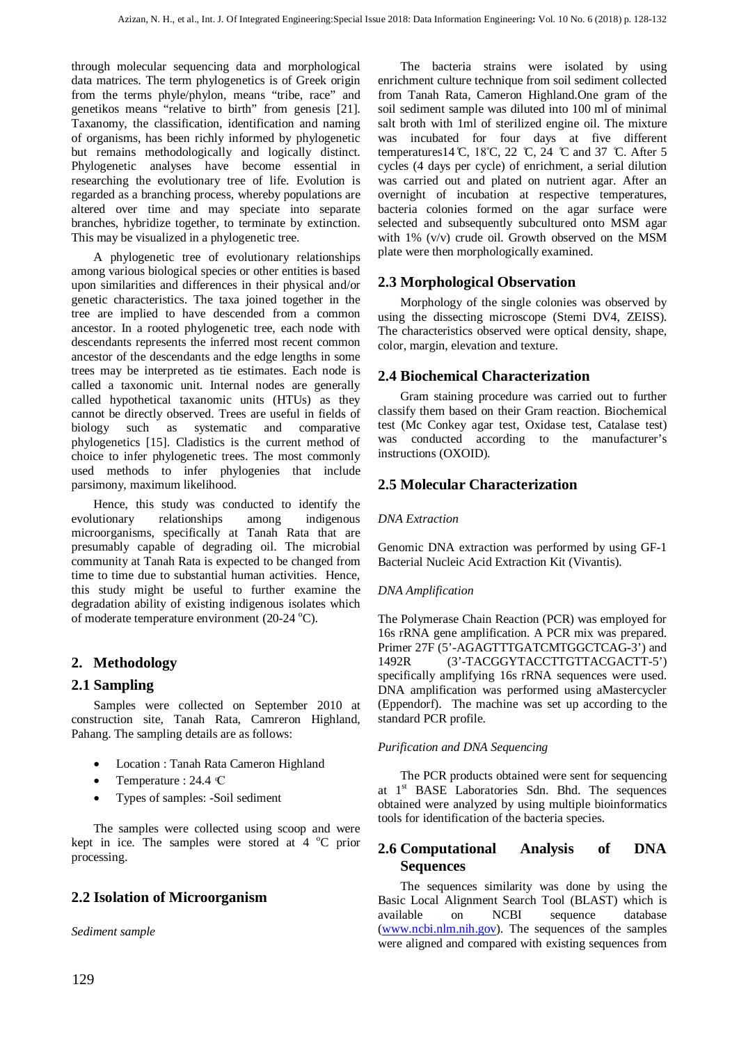through molecular sequencing data and morphological data matrices. The term phylogenetics is of Greek origin from the terms phyle/phylon, means "tribe, race" and genetikos means "relative to birth" from genesis [21]. Taxanomy, the classification, identification and naming of organisms, has been richly informed by phylogenetic but remains methodologically and logically distinct. Phylogenetic analyses have become essential in researching the evolutionary tree of life. Evolution is regarded as a branching process, whereby populations are altered over time and may speciate into separate branches, hybridize together, to terminate by extinction. This may be visualized in a phylogenetic tree.

A phylogenetic tree of evolutionary relationships among various biological species or other entities is based upon similarities and differences in their physical and/or genetic characteristics. The taxa joined together in the tree are implied to have descended from a common ancestor. In a rooted phylogenetic tree, each node with descendants represents the inferred most recent common ancestor of the descendants and the edge lengths in some trees may be interpreted as tie estimates. Each node is called a taxonomic unit. Internal nodes are generally called hypothetical taxanomic units (HTUs) as they cannot be directly observed. Trees are useful in fields of biology such as systematic and comparative phylogenetics [15]. Cladistics is the current method of choice to infer phylogenetic trees. The most commonly used methods to infer phylogenies that include parsimony, maximum likelihood.

Hence, this study was conducted to identify the evolutionary relationships among indigenous microorganisms, specifically at Tanah Rata that are presumably capable of degrading oil. The microbial community at Tanah Rata is expected to be changed from time to time due to substantial human activities. Hence, this study might be useful to further examine the degradation ability of existing indigenous isolates which of moderate temperature environment (20-24 $^oC$).

## 2. Methodology

### 2.1 Sampling

Samples were collected on September 2010 at construction site, Tanah Rata, Camreron Highland, Pahang. The sampling details are as follows:

- Location : Tanah Rata Cameron Highland
- Temperature : 24.4 ℃
- Types of samples: -Soil sediment

The samples were collected using scoop and were kept in ice. The samples were stored at 4 $^oC$ prior processing.

### 2.2 Isolation of Microorganism

*Sediment sample*

The bacteria strains were isolated by using enrichment culture technique from soil sediment collected from Tanah Rata, Cameron Highland.One gram of the soil sediment sample was diluted into 100 ml of minimal salt broth with 1ml of sterilized engine oil. The mixture was incubated for four days at five different temperatures14℃, 18℃, 22 ℃, 24 ℃ and 37 ℃. After 5 cycles (4 days per cycle) of enrichment, a serial dilution was carried out and plated on nutrient agar. After an overnight of incubation at respective temperatures, bacteria colonies formed on the agar surface were selected and subsequently subcultured onto MSM agar with 1% (v/v) crude oil. Growth observed on the MSM plate were then morphologically examined.

### 2.3 Morphological Observation

Morphology of the single colonies was observed by using the dissecting microscope (Stemi DV4, ZEISS). The characteristics observed were optical density, shape, color, margin, elevation and texture.

### 2.4 Biochemical Characterization

Gram staining procedure was carried out to further classify them based on their Gram reaction. Biochemical test (Mc Conkey agar test, Oxidase test, Catalase test) was conducted according to the manufacturer's instructions (OXOID).

### 2.5 Molecular Characterization

*DNA Extraction*

Genomic DNA extraction was performed by using GF-1 Bacterial Nucleic Acid Extraction Kit (Vivantis).

*DNA Amplification*

The Polymerase Chain Reaction (PCR) was employed for 16s rRNA gene amplification. A PCR mix was prepared. Primer 27F (5'-AGAGTTTGATCMTGGCTCAG-3') and 1492R (3'-TACGGYTACCTTGTTACGACTT-5') specifically amplifying 16s rRNA sequences were used. DNA amplification was performed using aMastercycler (Eppendorf). The machine was set up according to the standard PCR profile.

*Purification and DNA Sequencing*

The PCR products obtained were sent for sequencing at 1st BASE Laboratories Sdn. Bhd. The sequences obtained were analyzed by using multiple bioinformatics tools for identification of the bacteria species.

### 2.6 Computational Analysis of DNA Sequences

The sequences similarity was done by using the Basic Local Alignment Search Tool (BLAST) which is available on NCBI sequence database (www.ncbi.nlm.nih.gov). The sequences of the samples were aligned and compared with existing sequences from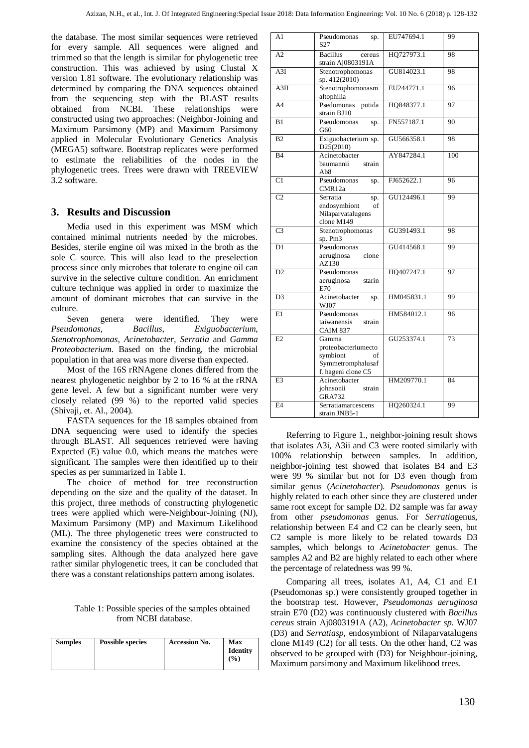the database. The most similar sequences were retrieved for every sample. All sequences were aligned and trimmed so that the length is similar for phylogenetic tree construction. This was achieved by using Clustal X version 1.81 software. The evolutionary relationship was determined by comparing the DNA sequences obtained from the sequencing step with the BLAST results obtained from NCBI. These relationships were constructed using two approaches: (Neighbor-Joining and Maximum Parsimony (MP) and Maximum Parsimony applied in Molecular Evolutionary Genetics Analysis (MEGA5) software. Bootstrap replicates were performed to estimate the reliabilities of the nodes in the phylogenetic trees. Trees were drawn with TREEVIEW 3.2 software.

## 3. Results and Discussion

Media used in this experiment was MSM which contained minimal nutrients needed by the microbes. Besides, sterile engine oil was mixed in the broth as the sole C source. This will also lead to the preselection process since only microbes that tolerate to engine oil can survive in the selective culture condition. An enrichment culture technique was applied in order to maximize the amount of dominant microbes that can survive in the culture.

Seven genera were identified. They were *Pseudomonas, Bacillus, Exiguobacterium, Stenotrophomonas, Acinetobacter, Serratia* and *Gamma Proteobacterium*. Based on the finding, the microbial population in that area was more diverse than expected.

Most of the 16S rRNAgene clones differed from the nearest phylogenetic neighbor by 2 to 16 % at the rRNA gene level. A few but a significant number were very closely related (99 %) to the reported valid species (Shivaji, et. Al., 2004).

FASTA sequences for the 18 samples obtained from DNA sequencing were used to identify the species through BLAST. All sequences retrieved were having Expected (E) value 0.0, which means the matches were significant. The samples were then identified up to their species as per summarized in Table 1.

The choice of method for tree reconstruction depending on the size and the quality of the dataset. In this project, three methods of constructing phylogenetic trees were applied which were-Neighbour-Joining (NJ), Maximum Parsimony (MP) and Maximum Likelihood (ML). The three phylogenetic trees were constructed to examine the consistency of the species obtained at the sampling sites. Although the data analyzed here gave rather similar phylogenetic trees, it can be concluded that there was a constant relationships pattern among isolates.

Table 1: Possible species of the samples obtained from NCBI database.

| Samples | Possible species | Accession No. | Max Identity (%) |
|---|---|---|---|
| A1 | Pseudomonas sp. S27 | EU747694.1 | 99 |
| A2 | Bacillus cereus strain Aj0803191A | HQ727973.1 | 98 |
| A3I | Stenotrophomonas sp. 412(2010) | GU814023.1 | 98 |
| A3II | Stenotrophomonasm altophilia | EU244771.1 | 96 |
| A4 | Psedomonas putida strain BJ10 | HQ848377.1 | 97 |
| B1 | Pseudomonas sp. G60 | FN557187.1 | 90 |
| B2 | Exiguobacterium sp. D25(2010) | GU566358.1 | 98 |
| B4 | Acinetobacter baumannii strain Ab8 | AY847284.1 | 100 |
| C1 | Pseudomonas sp. CMR12a | FJ652622.1 | 96 |
| C2 | Serratia sp. endosymbiont of Nilaparvatalugens clone M149 | GU124496.1 | 99 |
| C3 | Stenotrophomonas sp. Pm3 | GU391493.1 | 98 |
| D1 | Pseudomonas aeruginosa clone AZ130 | GU414568.1 | 99 |
| D2 | Pseudomonas aeruginosa starin E70 | HQ407247.1 | 97 |
| D3 | Acinetobacter sp. WJ07 | HM045831.1 | 99 |
| E1 | Pseudomonas taiwanensis strain CAIM 837 | HM584012.1 | 96 |
| E2 | Gamma proteobacteriumecto symbiont of Symmetromphalusaf f. hageni clone C5 | GU253374.1 | 73 |
| E3 | Acinetobacter johnsonii strain GRA732 | HM209770.1 | 84 |
| E4 | Serratiamarcescens strain JNB5-1 | HQ260324.1 | 99 |

Referring to Figure 1., neighbor-joining result shows that isolates A3i, A3ii and C3 were rooted similarly with 100% relationship between samples. In addition, neighbor-joining test showed that isolates B4 and E3 were 99 % similar but not for D3 even though from similar genus (*Acinetobacter*). *Pseudomonas* genus is highly related to each other since they are clustered under same root except for sample D2. D2 sample was far away from other *pseudomonas* genus. For *Serratia*genus, relationship between E4 and C2 can be clearly seen, but C2 sample is more likely to be related towards D3 samples, which belongs to *Acinetobacter* genus. The samples A2 and B2 are highly related to each other where the percentage of relatedness was 99 %.

Comparing all trees, isolates A1, A4, C1 and E1 (Pseudomonas sp.) were consistently grouped together in the bootstrap test. However, *Pseudomonas aeruginosa* strain E70 (D2) was continuously clustered with *Bacillus cereus* strain Aj0803191A (A2), *Acinetobacter sp.* WJ07 (D3) and *Serratiasp*, endosymbiont of Nilaparvatalugens clone M149 (C2) for all tests. On the other hand, C2 was observed to be grouped with (D3) for Neighbour-joining, Maximum parsimony and Maximum likelihood trees.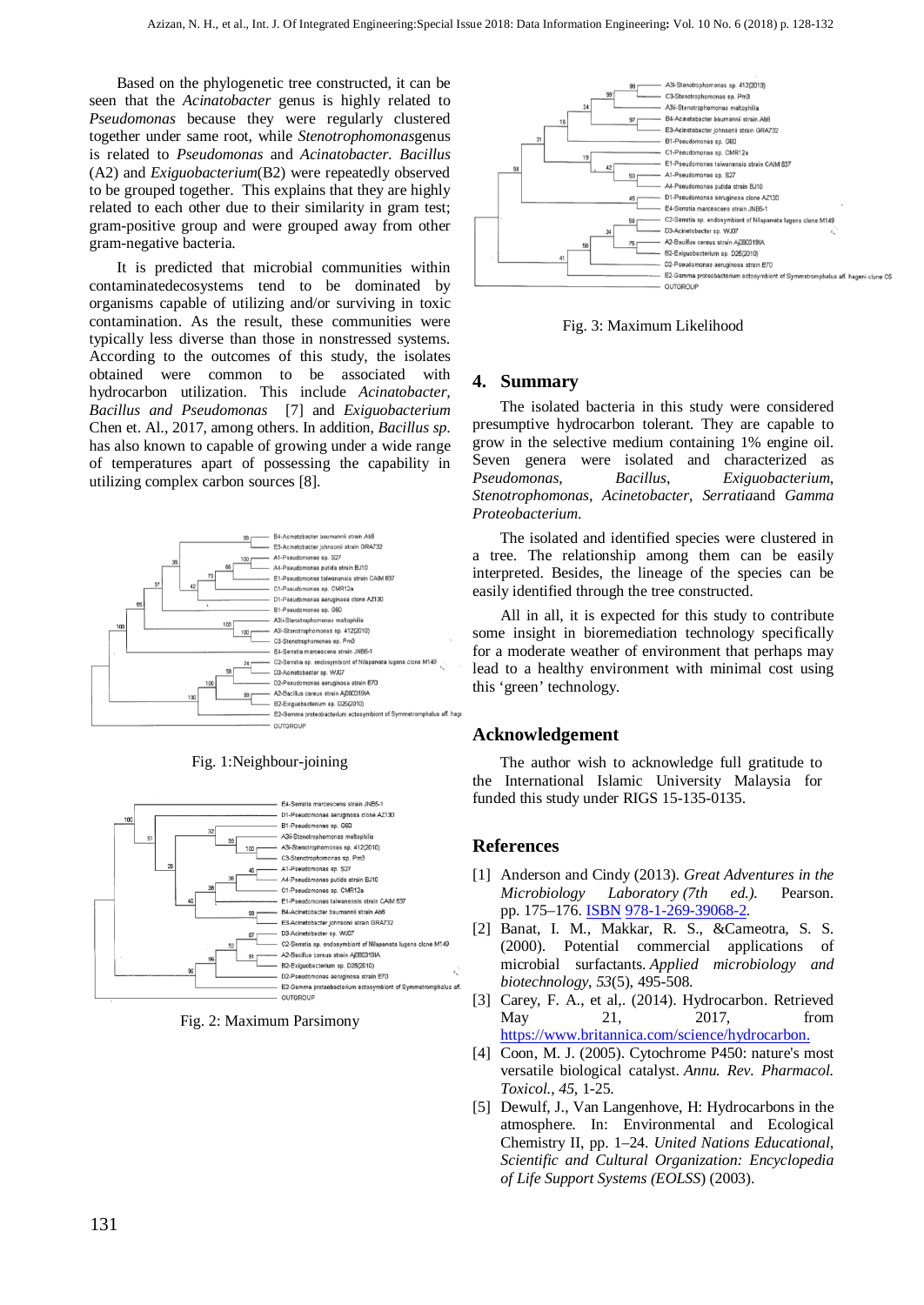Based on the phylogenetic tree constructed, it can be seen that the *Acinatobacter* genus is highly related to *Pseudomonas* because they were regularly clustered together under same root, while *Stenotrophomonas*genus is related to *Pseudomonas* and *Acinatobacter*. *Bacillus* (A2) and *Exiguobacterium*(B2) were repeatedly observed to be grouped together. This explains that they are highly related to each other due to their similarity in gram test; gram-positive group and were grouped away from other gram-negative bacteria.

It is predicted that microbial communities within contaminatedecosystems tend to be dominated by organisms capable of utilizing and/or surviving in toxic contamination. As the result, these communities were typically less diverse than those in nonstressed systems. According to the outcomes of this study, the isolates obtained were common to be associated with hydrocarbon utilization. This include *Acinatobacter*, *Bacillus and Pseudomonas* [7] and *Exiguobacterium* Chen et. Al., 2017, among others. In addition, *Bacillus sp.* has also known to capable of growing under a wide range of temperatures apart of possessing the capability in utilizing complex carbon sources [8].

Fig. 1:Neighbour-joining

Fig. 2: Maximum Parsimony

Fig. 3: Maximum Likelihood

## 4. Summary

The isolated bacteria in this study were considered presumptive hydrocarbon tolerant. They are capable to grow in the selective medium containing 1% engine oil. Seven genera were isolated and characterized as *Pseudomonas*, *Bacillus*, *Exiguobacterium*, *Stenotrophomonas*, *Acinetobacter*, *Serratia*and *Gamma Proteobacterium*.

The isolated and identified species were clustered in a tree. The relationship among them can be easily interpreted. Besides, the lineage of the species can be easily identified through the tree constructed.

All in all, it is expected for this study to contribute some insight in bioremediation technology specifically for a moderate weather of environment that perhaps may lead to a healthy environment with minimal cost using this 'green' technology.

## Acknowledgement

The author wish to acknowledge full gratitude to the International Islamic University Malaysia for funded this study under RIGS 15-135-0135.

## References

[1] Anderson and Cindy (2013). *Great Adventures in the Microbiology Laboratory (7th ed.).* Pearson. pp. 175–176. ISBN 978-1-269-39068-2.

[2] Banat, I. M., Makkar, R. S., &Cameotra, S. S. (2000). Potential commercial applications of microbial surfactants. *Applied microbiology and biotechnology*, *53*(5), 495-508.

[3] Carey, F. A., et al,. (2014). Hydrocarbon. Retrieved May 21, 2017, from https://www.britannica.com/science/hydrocarbon.

[4] Coon, M. J. (2005). Cytochrome P450: nature's most versatile biological catalyst. *Annu. Rev. Pharmacol. Toxicol.*, *45*, 1-25.

[5] Dewulf, J., Van Langenhove, H: Hydrocarbons in the atmosphere. In: Environmental and Ecological Chemistry II, pp. 1–24. *United Nations Educational, Scientific and Cultural Organization: Encyclopedia of Life Support Systems (EOLSS)* (2003).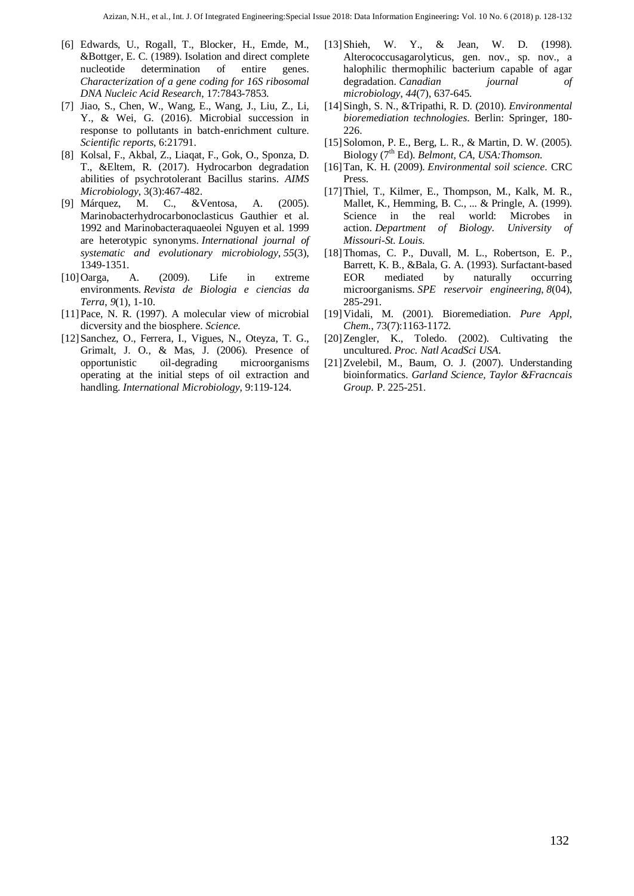[6] Edwards, U., Rogall, T., Blocker, H., Emde, M., &Bottger, E. C. (1989). Isolation and direct complete nucleotide determination of entire genes. *Characterization of a gene coding for 16S ribosomal DNA Nucleic Acid Research*, 17:7843-7853.

[7] Jiao, S., Chen, W., Wang, E., Wang, J., Liu, Z., Li, Y., & Wei, G. (2016). Microbial succession in response to pollutants in batch-enrichment culture. *Scientific reports*, 6:21791.

[8] Kolsal, F., Akbal, Z., Liaqat, F., Gok, O., Sponza, D. T., &Eltem, R. (2017). Hydrocarbon degradation abilities of psychrotolerant Bacillus starins. *AIMS Microbiology*, 3(3):467-482.

[9] Márquez, M. C., &Ventosa, A. (2005). Marinobacterhydrocarbonoclasticus Gauthier et al. 1992 and Marinobacteraquaeolei Nguyen et al. 1999 are heterotypic synonyms. *International journal of systematic and evolutionary microbiology*, *55*(3), 1349-1351.

[10] Oarga, A. (2009). Life in extreme environments. *Revista de Biologia e ciencias da Terra*, *9*(1), 1-10.

[11] Pace, N. R. (1997). A molecular view of microbial dicversity and the biosphere. *Science.*

[12] Sanchez, O., Ferrera, I., Vigues, N., Oteyza, T. G., Grimalt, J. O., & Mas, J. (2006). Presence of opportunistic oil-degrading microorganisms operating at the initial steps of oil extraction and handling. *International Microbiology*, 9:119-124.

[13] Shieh, W. Y., & Jean, W. D. (1998). Alterococcusagarolyticus, gen. nov., sp. nov., a halophilic thermophilic bacterium capable of agar degradation. *Canadian journal of microbiology*, *44*(7), 637-645.

[14] Singh, S. N., &Tripathi, R. D. (2010). *Environmental bioremediation technologies*. Berlin: Springer, 180-226.

[15] Solomon, P. E., Berg, L. R., & Martin, D. W. (2005). Biology (7th Ed). *Belmont, CA, USA:Thomson.*

[16] Tan, K. H. (2009). *Environmental soil science*. CRC Press.

[17] Thiel, T., Kilmer, E., Thompson, M., Kalk, M. R., Mallet, K., Hemming, B. C., ... & Pringle, A. (1999). Science in the real world: Microbes in action. *Department of Biology. University of Missouri-St. Louis.*

[18] Thomas, C. P., Duvall, M. L., Robertson, E. P., Barrett, K. B., &Bala, G. A. (1993). Surfactant-based EOR mediated by naturally occurring microorganisms. *SPE reservoir engineering*, *8*(04), 285-291.

[19] Vidali, M. (2001). Bioremediation. *Pure Appl, Chem.*, 73(7):1163-1172.

[20] Zengler, K., Toledo. (2002). Cultivating the uncultured. *Proc. Natl AcadSci USA*.

[21] Zvelebil, M., Baum, O. J. (2007). Understanding bioinformatics. *Garland Science, Taylor &Fracncais Group.* P. 225-251.